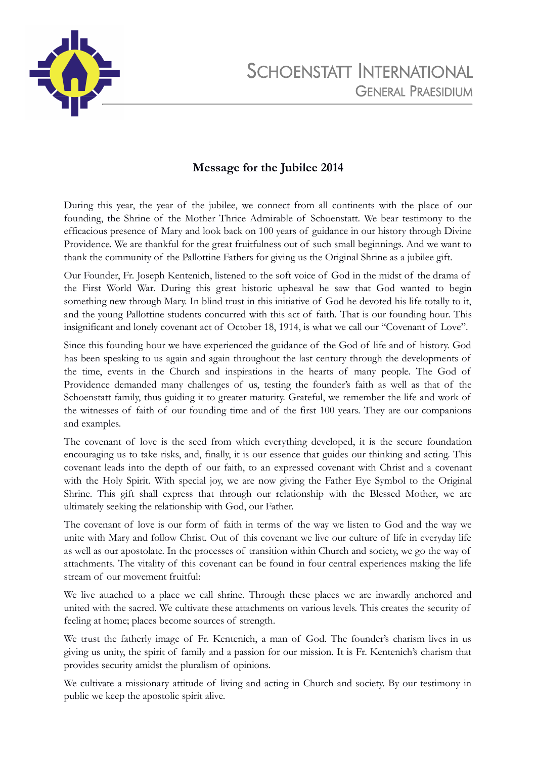# SCHOENSTATT INTERNATIONAL

## GENERAL PRAESIDIUM

### Message for the Jubilee 2014

During this year, the year of the jubilee, we connect from all continents with the place of our founding, the Shrine of the Mother Thrice Admirable of Schoenstatt. We bear testimony to the efficacious presence of Mary and look back on 100 years of guidance in our history through Divine Providence. We are thankful for the great fruitfulness out of such small beginnings. And we want to thank the community of the Pallottine Fathers for giving us the Original Shrine as a jubilee gift.

Our Founder, Fr. Joseph Kentenich, listened to the soft voice of God in the midst of the drama of the First World War. During this great historic upheaval he saw that God wanted to begin something new through Mary. In blind trust in this initiative of God he devoted his life totally to it, and the young Pallottine students concurred with this act of faith. That is our founding hour. This insignificant and lonely covenant act of October 18, 1914, is what we call our "Covenant of Love".

Since this founding hour we have experienced the guidance of the God of life and of history. God has been speaking to us again and again throughout the last century through the developments of the time, events in the Church and inspirations in the hearts of many people. The God of Providence demanded many challenges of us, testing the founder's faith as well as that of the Schoenstatt family, thus guiding it to greater maturity. Grateful, we remember the life and work of the witnesses of faith of our founding time and of the first 100 years. They are our companions and examples.

The covenant of love is the seed from which everything developed, it is the secure foundation encouraging us to take risks, and, finally, it is our essence that guides our thinking and acting. This covenant leads into the depth of our faith, to an expressed covenant with Christ and a covenant with the Holy Spirit. With special joy, we are now giving the Father Eye Symbol to the Original Shrine. This gift shall express that through our relationship with the Blessed Mother, we are ultimately seeking the relationship with God, our Father.

The covenant of love is our form of faith in terms of the way we listen to God and the way we unite with Mary and follow Christ. Out of this covenant we live our culture of life in everyday life as well as our apostolate. In the processes of transition within Church and society, we go the way of attachments. The vitality of this covenant can be found in four central experiences making the life stream of our movement fruitful:

We live attached to a place we call shrine. Through these places we are inwardly anchored and united with the sacred. We cultivate these attachments on various levels. This creates the security of feeling at home; places become sources of strength.

We trust the fatherly image of Fr. Kentenich, a man of God. The founder's charism lives in us giving us unity, the spirit of family and a passion for our mission. It is Fr. Kentenich's charism that provides security amidst the pluralism of opinions.

We cultivate a missionary attitude of living and acting in Church and society. By our testimony in public we keep the apostolic spirit alive.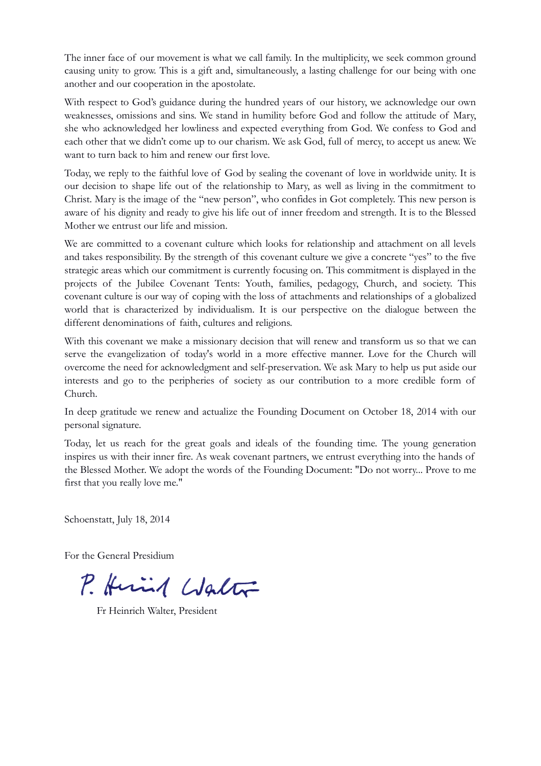The inner face of our movement is what we call family. In the multiplicity, we seek common ground causing unity to grow. This is a gift and, simultaneously, a lasting challenge for our being with one another and our cooperation in the apostolate.

With respect to God's guidance during the hundred years of our history, we acknowledge our own weaknesses, omissions and sins. We stand in humility before God and follow the attitude of Mary, she who acknowledged her lowliness and expected everything from God. We confess to God and each other that we didn't come up to our charism. We ask God, full of mercy, to accept us anew. We want to turn back to him and renew our first love.

Today, we reply to the faithful love of God by sealing the covenant of love in worldwide unity. It is our decision to shape life out of the relationship to Mary, as well as living in the commitment to Christ. Mary is the image of the "new person", who confides in Got completely. This new person is aware of his dignity and ready to give his life out of inner freedom and strength. It is to the Blessed Mother we entrust our life and mission.

We are committed to a covenant culture which looks for relationship and attachment on all levels and takes responsibility. By the strength of this covenant culture we give a concrete "yes" to the five strategic areas which our commitment is currently focusing on. This commitment is displayed in the projects of the Jubilee Covenant Tents: Youth, families, pedagogy, Church, and society. This covenant culture is our way of coping with the loss of attachments and relationships of a globalized world that is characterized by individualism. It is our perspective on the dialogue between the different denominations of faith, cultures and religions.

With this covenant we make a missionary decision that will renew and transform us so that we can serve the evangelization of today's world in a more effective manner. Love for the Church will overcome the need for acknowledgment and self-preservation. We ask Mary to help us put aside our interests and go to the peripheries of society as our contribution to a more credible form of Church.

In deep gratitude we renew and actualize the Founding Document on October 18, 2014 with our personal signature.

Today, let us reach for the great goals and ideals of the founding time. The young generation inspires us with their inner fire. As weak covenant partners, we entrust everything into the hands of the Blessed Mother. We adopt the words of the Founding Document: "Do not worry... Prove to me first that you really love me."

Schoenstatt, July 18, 2014

For the General Presidium

P. Heinrich Walter

Fr Heinrich Walter, President